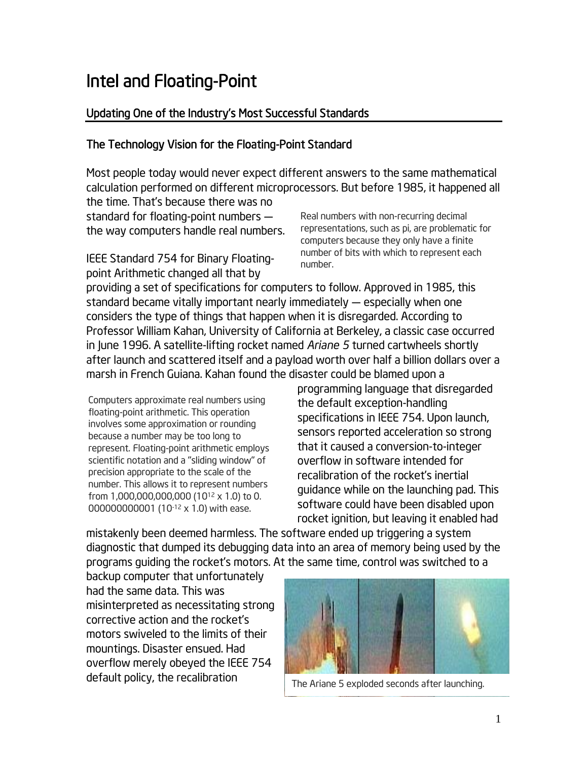# Intel and Floating-Point

## Updating One of the Industry's Most Successful Standards

### The Technology Vision for the Floating-Point Standard

Most people today would never expect different answers to the same mathematical calculation performed on different microprocessors. But before 1985, it happened all the time. That's because there was no standard for floating-point numbers — the way computers handle real numbers.

> Real numbers with non-recurring decimal representations, such as pi, are problematic for computers because they only have a finite number of bits with which to represent each number.

IEEE Standard 754 for Binary Floating-point Arithmetic changed all that by providing a set of specifications for computers to follow. Approved in 1985, this standard became vitally important nearly immediately — especially when one considers the type of things that happen when it is disregarded. According to Professor William Kahan, University of California at Berkeley, a classic case occurred in June 1996. A satellite-lifting rocket named *Ariane 5* turned cartwheels shortly after launch and scattered itself and a payload worth over half a billion dollars over a marsh in French Guiana. Kahan found the disaster could be blamed upon a programming language that disregarded the default exception-handling specifications in IEEE 754. Upon launch, sensors reported acceleration so strong that it caused a conversion-to-integer overflow in software intended for recalibration of the rocket's inertial guidance while on the launching pad. This software could have been disabled upon rocket ignition, but leaving it enabled had mistakenly been deemed harmless. The software ended up triggering a system diagnostic that dumped its debugging data into an area of memory being used by the programs guiding the rocket's motors. At the same time, control was switched to a backup computer that unfortunately had the same data. This was misinterpreted as necessitating strong corrective action and the rocket's motors swiveled to the limits of their mountings. Disaster ensued. Had overflow merely obeyed the IEEE 754 default policy, the recalibration

> Computers approximate real numbers using floating-point arithmetic. This operation involves some approximation or rounding because a number may be too long to represent. Floating-point arithmetic employs scientific notation and a "sliding window" of precision appropriate to the scale of the number. This allows it to represent numbers from 1,000,000,000,000 ($10^{12} \times 1.0$) to 0.000000000001 ($10^{-12} \times 1.0$) with ease.

The Ariane 5 exploded seconds after launching.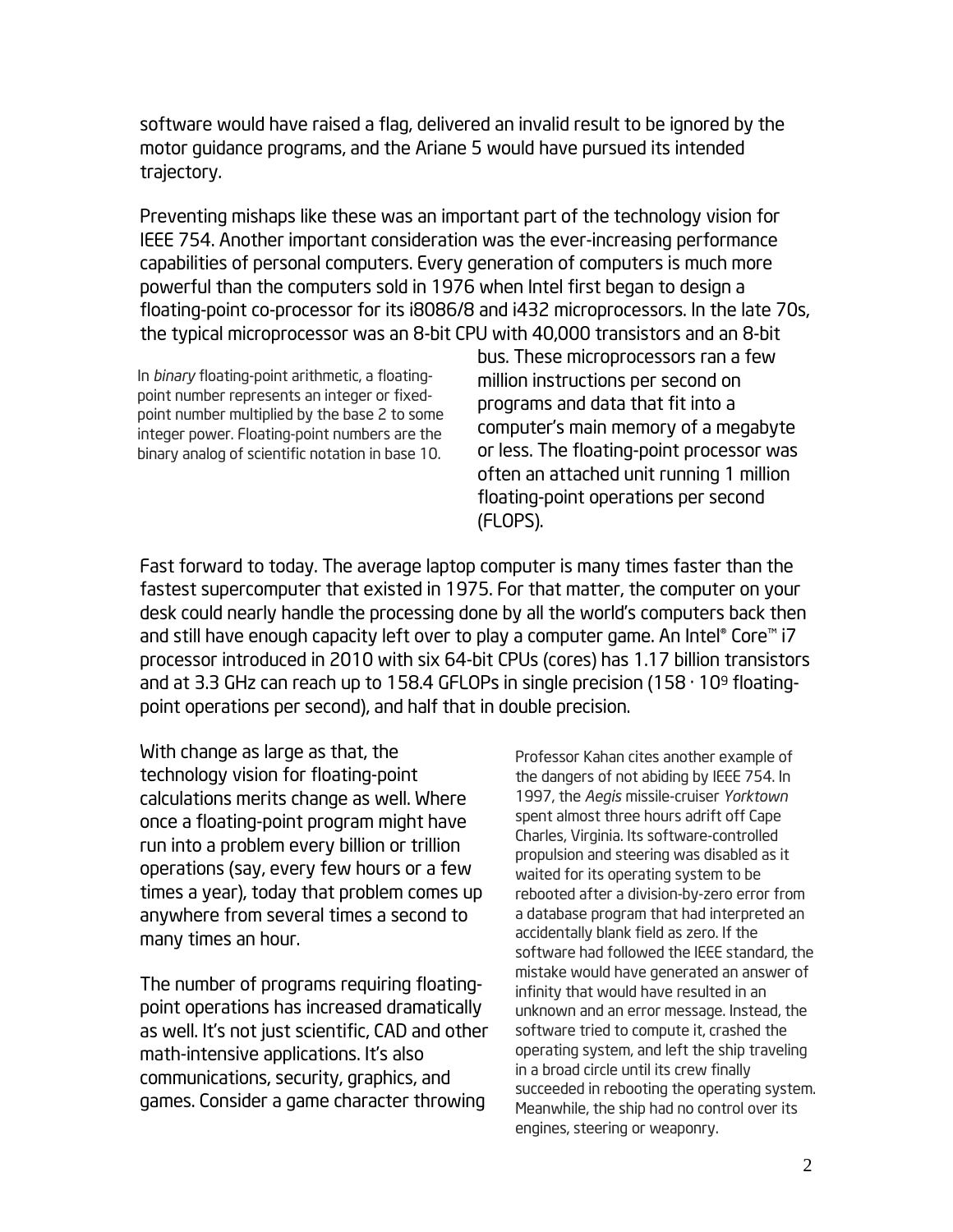software would have raised a flag, delivered an invalid result to be ignored by the motor guidance programs, and the Ariane 5 would have pursued its intended trajectory.

Preventing mishaps like these was an important part of the technology vision for IEEE 754. Another important consideration was the ever-increasing performance capabilities of personal computers. Every generation of computers is much more powerful than the computers sold in 1976 when Intel first began to design a floating-point co-processor for its i8086/8 and i432 microprocessors. In the late 70s, the typical microprocessor was an 8-bit CPU with 40,000 transistors and an 8-bit bus. These microprocessors ran a few million instructions per second on programs and data that fit into a computer's main memory of a megabyte or less. The floating-point processor was often an attached unit running 1 million floating-point operations per second (FLOPS).

In *binary* floating-point arithmetic, a floating-point number represents an integer or fixed-point number multiplied by the base 2 to some integer power. Floating-point numbers are the binary analog of scientific notation in base 10.

Fast forward to today. The average laptop computer is many times faster than the fastest supercomputer that existed in 1975. For that matter, the computer on your desk could nearly handle the processing done by all the world's computers back then and still have enough capacity left over to play a computer game. An Intel® Core™ i7 processor introduced in 2010 with six 64-bit CPUs (cores) has 1.17 billion transistors and at 3.3 GHz can reach up to 158.4 GFLOPs in single precision ($158 \cdot 10^9$ floating-point operations per second), and half that in double precision.

With change as large as that, the technology vision for floating-point calculations merits change as well. Where once a floating-point program might have run into a problem every billion or trillion operations (say, every few hours or a few times a year), today that problem comes up anywhere from several times a second to many times an hour.

The number of programs requiring floating-point operations has increased dramatically as well. It's not just scientific, CAD and other math-intensive applications. It's also communications, security, graphics, and games. Consider a game character throwing

Professor Kahan cites another example of the dangers of not abiding by IEEE 754. In 1997, the *Aegis* missile-cruiser *Yorktown* spent almost three hours adrift off Cape Charles, Virginia. Its software-controlled propulsion and steering was disabled as it waited for its operating system to be rebooted after a division-by-zero error from a database program that had interpreted an accidentally blank field as zero. If the software had followed the IEEE standard, the mistake would have generated an answer of infinity that would have resulted in an unknown and an error message. Instead, the software tried to compute it, crashed the operating system, and left the ship traveling in a broad circle until its crew finally succeeded in rebooting the operating system. Meanwhile, the ship had no control over its engines, steering or weaponry.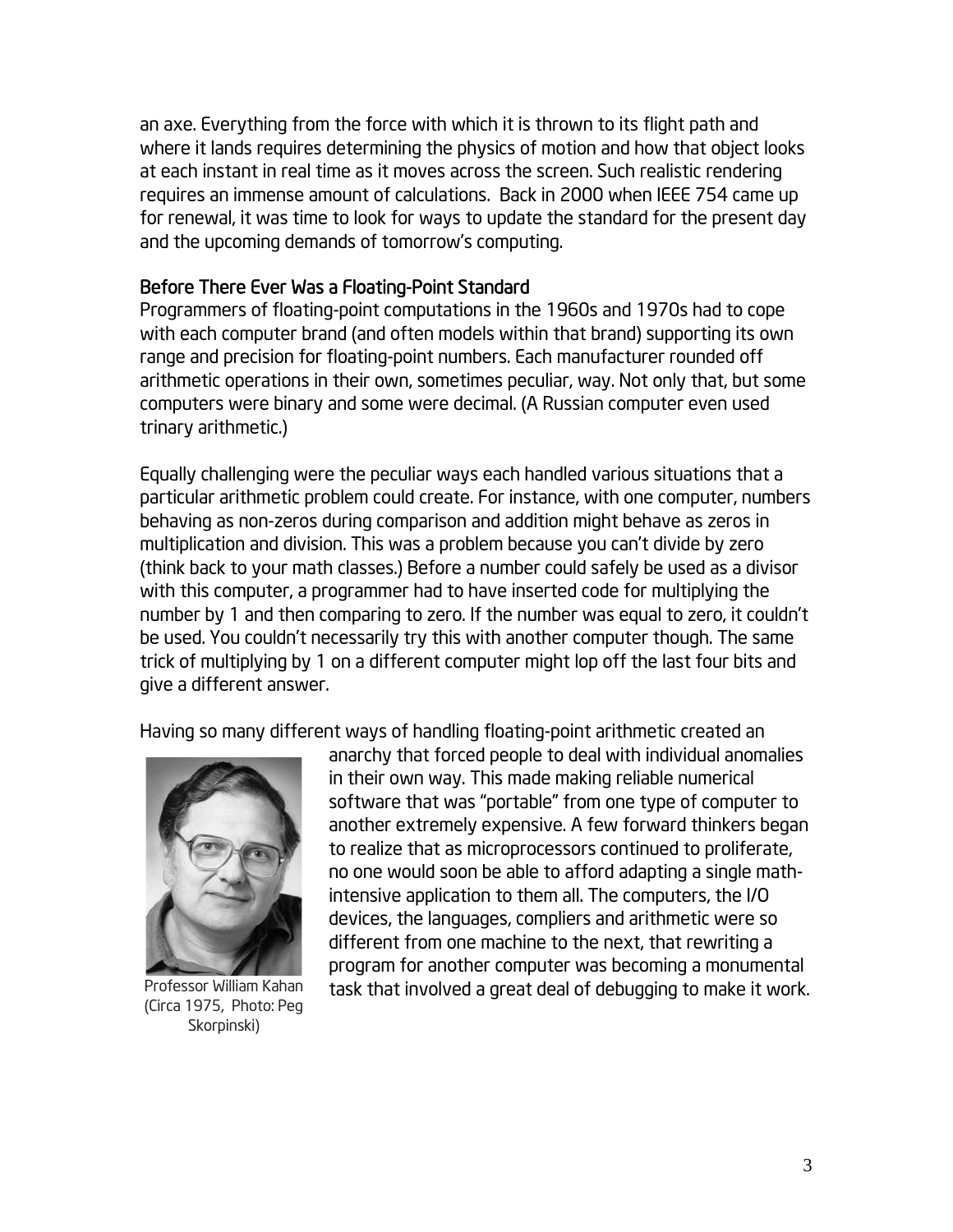an axe. Everything from the force with which it is thrown to its flight path and where it lands requires determining the physics of motion and how that object looks at each instant in real time as it moves across the screen. Such realistic rendering requires an immense amount of calculations. Back in 2000 when IEEE 754 came up for renewal, it was time to look for ways to update the standard for the present day and the upcoming demands of tomorrow's computing.

## Before There Ever Was a Floating-Point Standard

Programmers of floating-point computations in the 1960s and 1970s had to cope with each computer brand (and often models within that brand) supporting its own range and precision for floating-point numbers. Each manufacturer rounded off arithmetic operations in their own, sometimes peculiar, way. Not only that, but some computers were binary and some were decimal. (A Russian computer even used trinary arithmetic.)

Equally challenging were the peculiar ways each handled various situations that a particular arithmetic problem could create. For instance, with one computer, numbers behaving as non-zeros during comparison and addition might behave as zeros in multiplication and division. This was a problem because you can't divide by zero (think back to your math classes.) Before a number could safely be used as a divisor with this computer, a programmer had to have inserted code for multiplying the number by 1 and then comparing to zero. If the number was equal to zero, it couldn't be used. You couldn't necessarily try this with another computer though. The same trick of multiplying by 1 on a different computer might lop off the last four bits and give a different answer.

Having so many different ways of handling floating-point arithmetic created an anarchy that forced people to deal with individual anomalies in their own way. This made making reliable numerical software that was "portable" from one type of computer to another extremely expensive. A few forward thinkers began to realize that as microprocessors continued to proliferate, no one would soon be able to afford adapting a single math-intensive application to them all. The computers, the I/O devices, the languages, compliers and arithmetic were so different from one machine to the next, that rewriting a program for another computer was becoming a monumental task that involved a great deal of debugging to make it work.

Professor William Kahan (Circa 1975, Photo: Peg Skorpinski)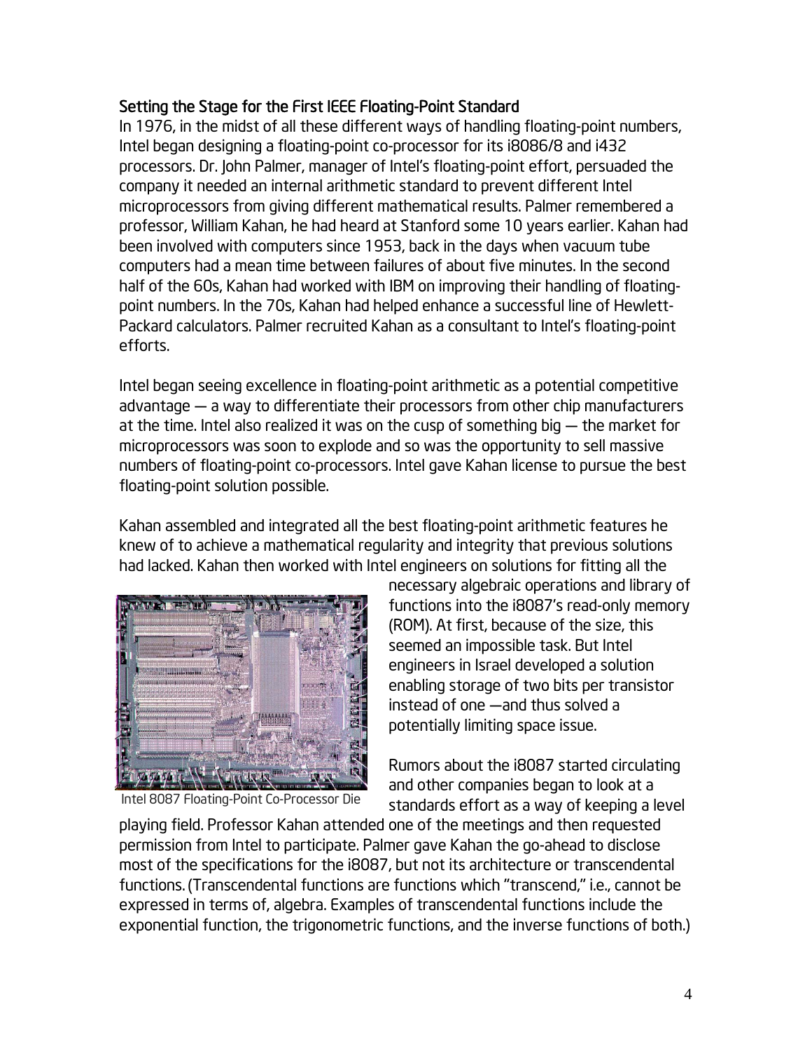### Setting the Stage for the First IEEE Floating-Point Standard

In 1976, in the midst of all these different ways of handling floating-point numbers, Intel began designing a floating-point co-processor for its i8086/8 and i432 processors. Dr. John Palmer, manager of Intel's floating-point effort, persuaded the company it needed an internal arithmetic standard to prevent different Intel microprocessors from giving different mathematical results. Palmer remembered a professor, William Kahan, he had heard at Stanford some 10 years earlier. Kahan had been involved with computers since 1953, back in the days when vacuum tube computers had a mean time between failures of about five minutes. In the second half of the 60s, Kahan had worked with IBM on improving their handling of floating-point numbers. In the 70s, Kahan had helped enhance a successful line of Hewlett-Packard calculators. Palmer recruited Kahan as a consultant to Intel's floating-point efforts.

Intel began seeing excellence in floating-point arithmetic as a potential competitive advantage — a way to differentiate their processors from other chip manufacturers at the time. Intel also realized it was on the cusp of something big — the market for microprocessors was soon to explode and so was the opportunity to sell massive numbers of floating-point co-processors. Intel gave Kahan license to pursue the best floating-point solution possible.

Kahan assembled and integrated all the best floating-point arithmetic features he knew of to achieve a mathematical regularity and integrity that previous solutions had lacked. Kahan then worked with Intel engineers on solutions for fitting all the necessary algebraic operations and library of functions into the i8087's read-only memory (ROM). At first, because of the size, this seemed an impossible task. But Intel engineers in Israel developed a solution enabling storage of two bits per transistor instead of one —and thus solved a potentially limiting space issue.

Intel 8087 Floating-Point Co-Processor Die

Rumors about the i8087 started circulating and other companies began to look at a standards effort as a way of keeping a level playing field. Professor Kahan attended one of the meetings and then requested permission from Intel to participate. Palmer gave Kahan the go-ahead to disclose most of the specifications for the i8087, but not its architecture or transcendental functions. (Transcendental functions are functions which "transcend," i.e., cannot be expressed in terms of, algebra. Examples of transcendental functions include the exponential function, the trigonometric functions, and the inverse functions of both.)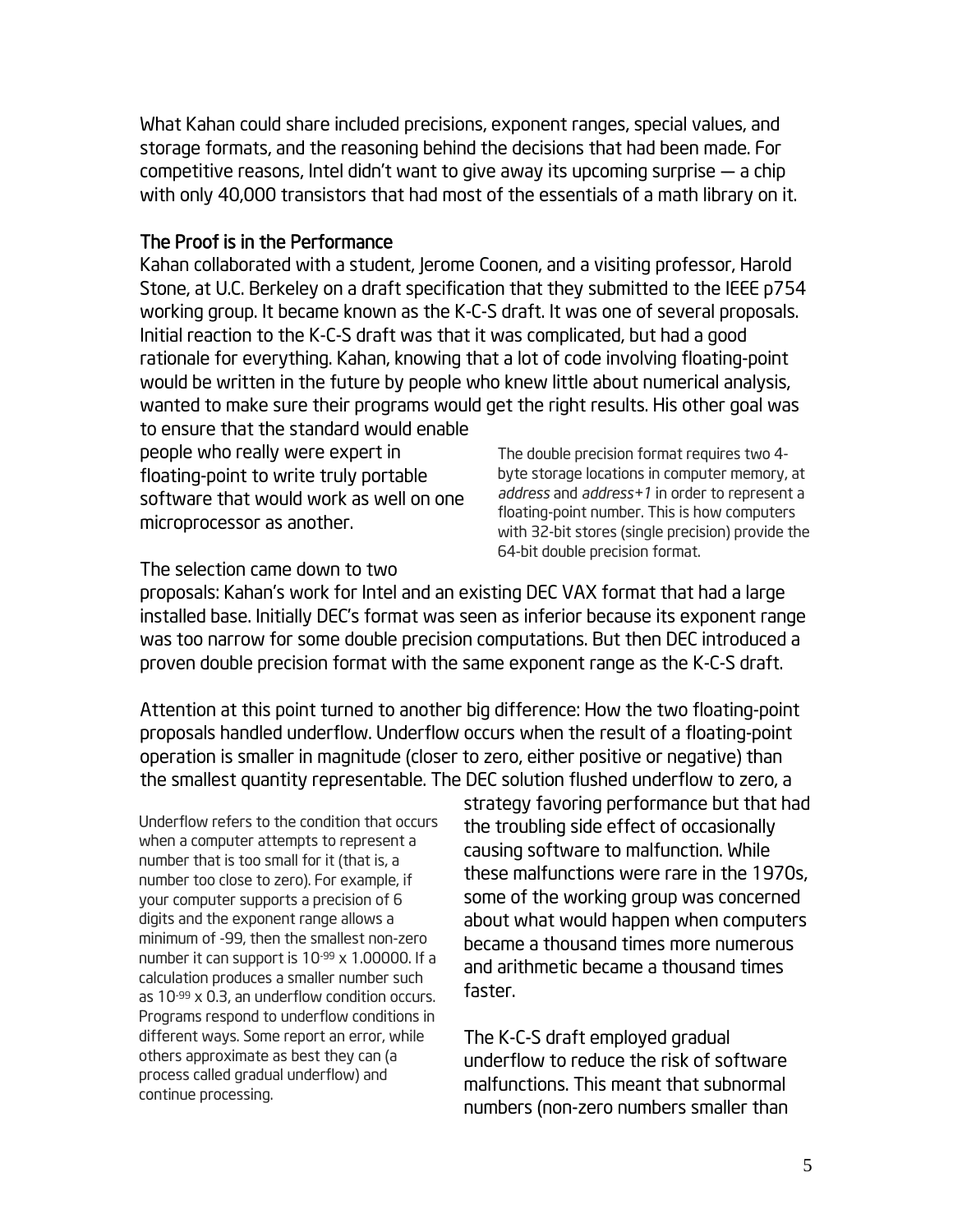What Kahan could share included precisions, exponent ranges, special values, and storage formats, and the reasoning behind the decisions that had been made. For competitive reasons, Intel didn't want to give away its upcoming surprise — a chip with only 40,000 transistors that had most of the essentials of a math library on it.

## The Proof is in the Performance

Kahan collaborated with a student, Jerome Coonen, and a visiting professor, Harold Stone, at U.C. Berkeley on a draft specification that they submitted to the IEEE p754 working group. It became known as the K-C-S draft. It was one of several proposals. Initial reaction to the K-C-S draft was that it was complicated, but had a good rationale for everything. Kahan, knowing that a lot of code involving floating-point would be written in the future by people who knew little about numerical analysis, wanted to make sure their programs would get the right results. His other goal was to ensure that the standard would enable people who really were expert in floating-point to write truly portable software that would work as well on one microprocessor as another.

> The double precision format requires two 4-byte storage locations in computer memory, at *address* and *address+1* in order to represent a floating-point number. This is how computers with 32-bit stores (single precision) provide the 64-bit double precision format.

The selection came down to two proposals: Kahan's work for Intel and an existing DEC VAX format that had a large installed base. Initially DEC's format was seen as inferior because its exponent range was too narrow for some double precision computations. But then DEC introduced a proven double precision format with the same exponent range as the K-C-S draft.

Attention at this point turned to another big difference: How the two floating-point proposals handled underflow. Underflow occurs when the result of a floating-point operation is smaller in magnitude (closer to zero, either positive or negative) than the smallest quantity representable. The DEC solution flushed underflow to zero, a strategy favoring performance but that had the troubling side effect of occasionally causing software to malfunction. While these malfunctions were rare in the 1970s, some of the working group was concerned about what would happen when computers became a thousand times more numerous and arithmetic became a thousand times faster.

> Underflow refers to the condition that occurs when a computer attempts to represent a number that is too small for it (that is, a number too close to zero). For example, if your computer supports a precision of 6 digits and the exponent range allows a minimum of -99, then the smallest non-zero number it can support is $10^{-99} \times 1.00000$. If a calculation produces a smaller number such as $10^{-99} \times 0.3$, an underflow condition occurs. Programs respond to underflow conditions in different ways. Some report an error, while others approximate as best they can (a process called gradual underflow) and continue processing.

The K-C-S draft employed gradual underflow to reduce the risk of software malfunctions. This meant that subnormal numbers (non-zero numbers smaller than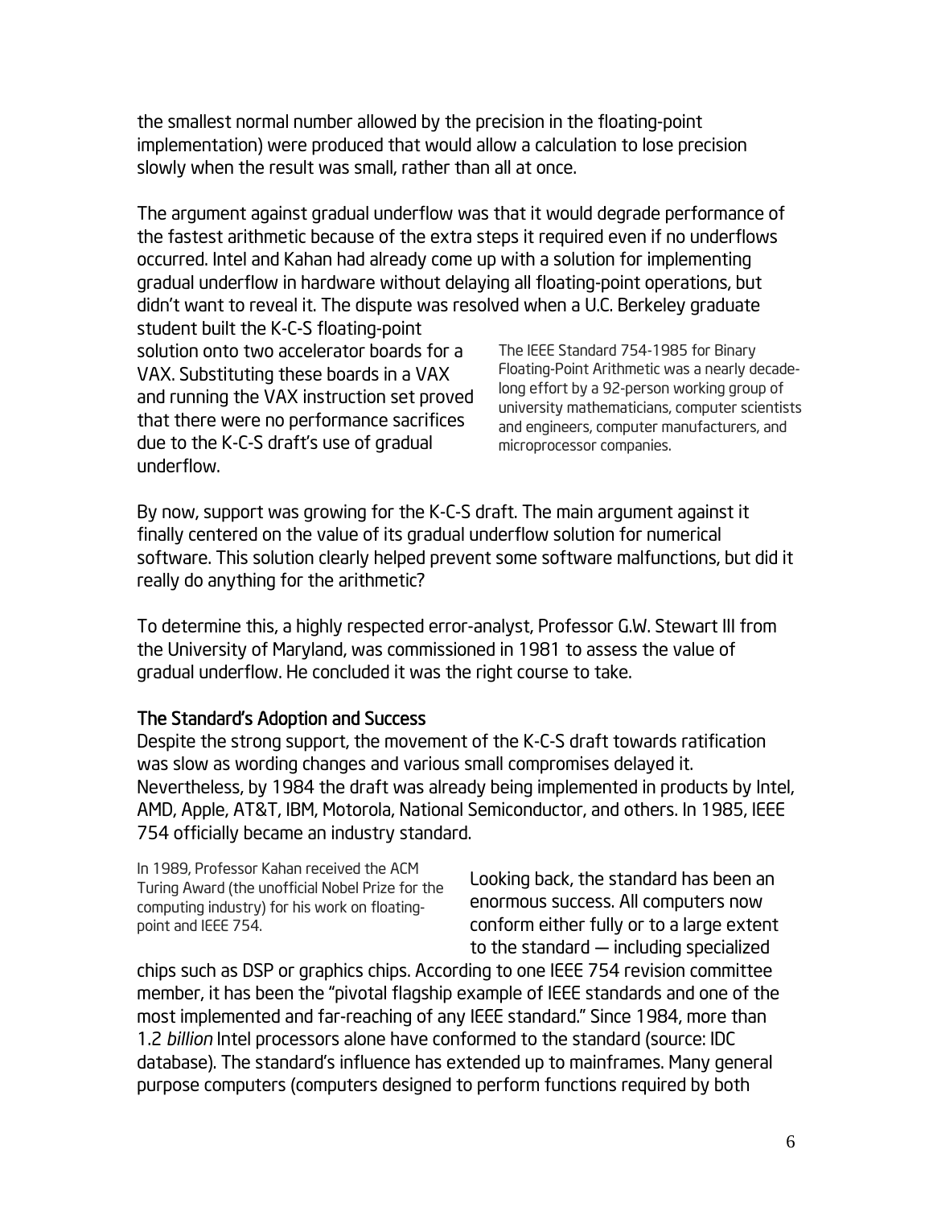the smallest normal number allowed by the precision in the floating-point implementation) were produced that would allow a calculation to lose precision slowly when the result was small, rather than all at once.

The argument against gradual underflow was that it would degrade performance of the fastest arithmetic because of the extra steps it required even if no underflows occurred. Intel and Kahan had already come up with a solution for implementing gradual underflow in hardware without delaying all floating-point operations, but didn't want to reveal it. The dispute was resolved when a U.C. Berkeley graduate student built the K-C-S floating-point solution onto two accelerator boards for a VAX. Substituting these boards in a VAX and running the VAX instruction set proved that there were no performance sacrifices due to the K-C-S draft's use of gradual underflow.

The IEEE Standard 754-1985 for Binary Floating-Point Arithmetic was a nearly decade-long effort by a 92-person working group of university mathematicians, computer scientists and engineers, computer manufacturers, and microprocessor companies.

By now, support was growing for the K-C-S draft. The main argument against it finally centered on the value of its gradual underflow solution for numerical software. This solution clearly helped prevent some software malfunctions, but did it really do anything for the arithmetic?

To determine this, a highly respected error-analyst, Professor G.W. Stewart III from the University of Maryland, was commissioned in 1981 to assess the value of gradual underflow. He concluded it was the right course to take.

### The Standard's Adoption and Success

Despite the strong support, the movement of the K-C-S draft towards ratification was slow as wording changes and various small compromises delayed it. Nevertheless, by 1984 the draft was already being implemented in products by Intel, AMD, Apple, AT&T, IBM, Motorola, National Semiconductor, and others. In 1985, IEEE 754 officially became an industry standard.

In 1989, Professor Kahan received the ACM Turing Award (the unofficial Nobel Prize for the computing industry) for his work on floating-point and IEEE 754.

Looking back, the standard has been an enormous success. All computers now conform either fully or to a large extent to the standard — including specialized chips such as DSP or graphics chips. According to one IEEE 754 revision committee member, it has been the "pivotal flagship example of IEEE standards and one of the most implemented and far-reaching of any IEEE standard." Since 1984, more than 1.2 *billion* Intel processors alone have conformed to the standard (source: IDC database). The standard's influence has extended up to mainframes. Many general purpose computers (computers designed to perform functions required by both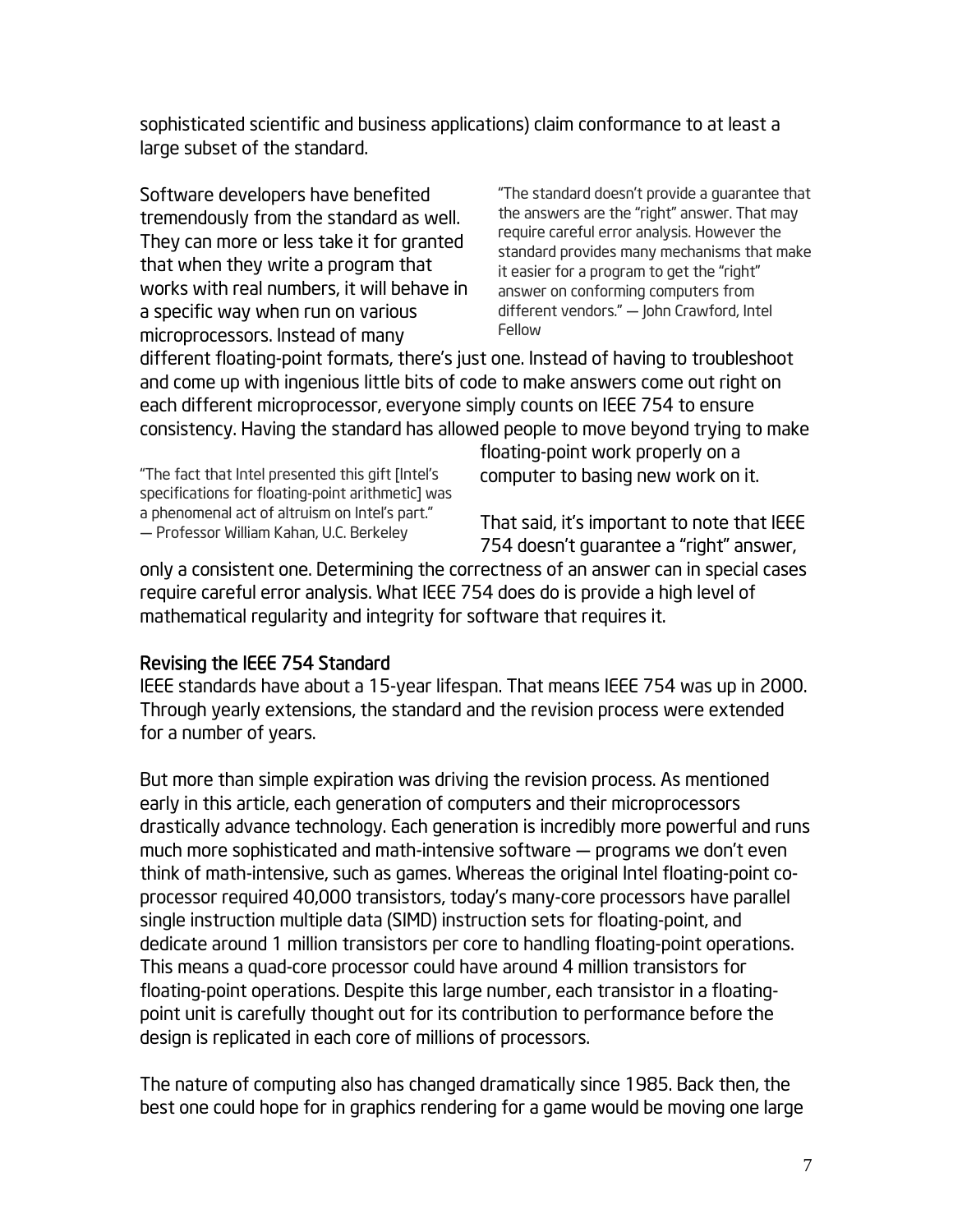sophisticated scientific and business applications) claim conformance to at least a large subset of the standard.

Software developers have benefited tremendously from the standard as well. They can more or less take it for granted that when they write a program that works with real numbers, it will behave in a specific way when run on various microprocessors. Instead of many different floating-point formats, there's just one. Instead of having to troubleshoot and come up with ingenious little bits of code to make answers come out right on each different microprocessor, everyone simply counts on IEEE 754 to ensure consistency. Having the standard has allowed people to move beyond trying to make floating-point work properly on a computer to basing new work on it.

> "The standard doesn't provide a guarantee that the answers are the "right" answer. That may require careful error analysis. However the standard provides many mechanisms that make it easier for a program to get the "right" answer on conforming computers from different vendors." — John Crawford, Intel Fellow

> "The fact that Intel presented this gift [Intel's specifications for floating-point arithmetic] was a phenomenal act of altruism on Intel's part." — Professor William Kahan, U.C. Berkeley

That said, it's important to note that IEEE 754 doesn't guarantee a "right" answer, only a consistent one. Determining the correctness of an answer can in special cases require careful error analysis. What IEEE 754 does do is provide a high level of mathematical regularity and integrity for software that requires it.

## Revising the IEEE 754 Standard

IEEE standards have about a 15-year lifespan. That means IEEE 754 was up in 2000. Through yearly extensions, the standard and the revision process were extended for a number of years.

But more than simple expiration was driving the revision process. As mentioned early in this article, each generation of computers and their microprocessors drastically advance technology. Each generation is incredibly more powerful and runs much more sophisticated and math-intensive software — programs we don't even think of math-intensive, such as games. Whereas the original Intel floating-point co-processor required 40,000 transistors, today's many-core processors have parallel single instruction multiple data (SIMD) instruction sets for floating-point, and dedicate around 1 million transistors per core to handling floating-point operations. This means a quad-core processor could have around 4 million transistors for floating-point operations. Despite this large number, each transistor in a floating-point unit is carefully thought out for its contribution to performance before the design is replicated in each core of millions of processors.

The nature of computing also has changed dramatically since 1985. Back then, the best one could hope for in graphics rendering for a game would be moving one large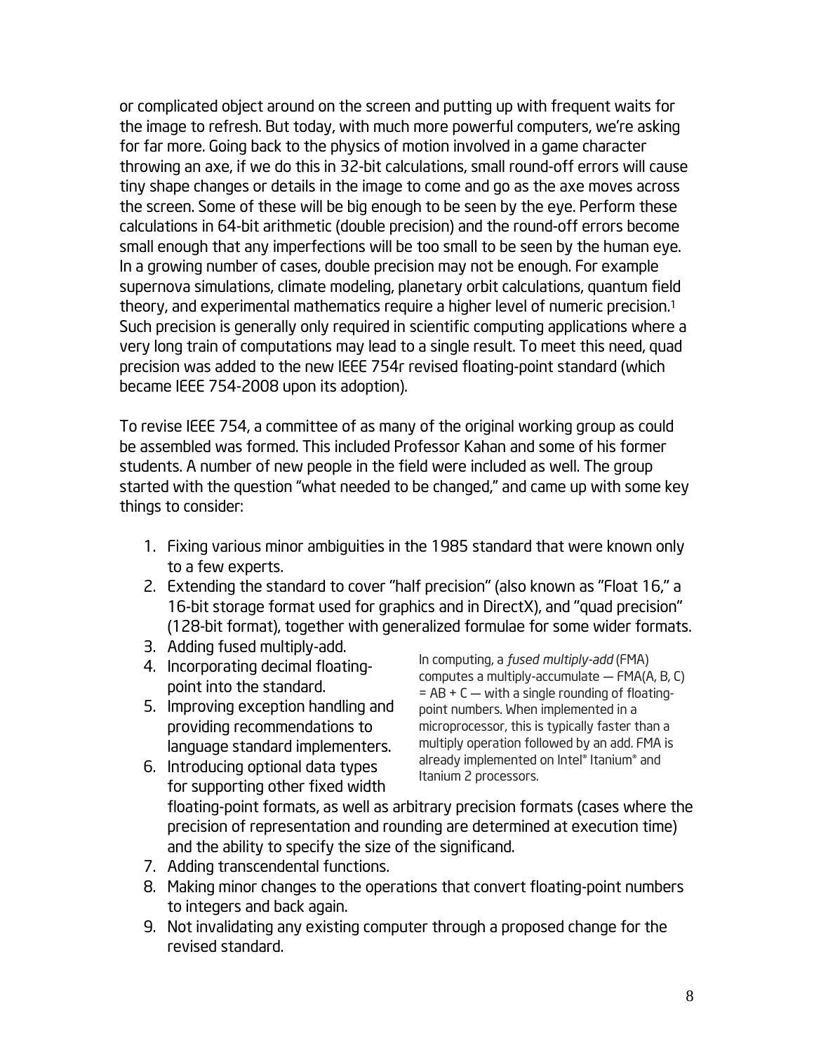or complicated object around on the screen and putting up with frequent waits for the image to refresh. But today, with much more powerful computers, we're asking for far more. Going back to the physics of motion involved in a game character throwing an axe, if we do this in 32-bit calculations, small round-off errors will cause tiny shape changes or details in the image to come and go as the axe moves across the screen. Some of these will be big enough to be seen by the eye. Perform these calculations in 64-bit arithmetic (double precision) and the round-off errors become small enough that any imperfections will be too small to be seen by the human eye. In a growing number of cases, double precision may not be enough. For example supernova simulations, climate modeling, planetary orbit calculations, quantum field theory, and experimental mathematics require a higher level of numeric precision.[1] Such precision is generally only required in scientific computing applications where a very long train of computations may lead to a single result. To meet this need, quad precision was added to the new IEEE 754r revised floating-point standard (which became IEEE 754-2008 upon its adoption).

To revise IEEE 754, a committee of as many of the original working group as could be assembled was formed. This included Professor Kahan and some of his former students. A number of new people in the field were included as well. The group started with the question "what needed to be changed," and came up with some key things to consider:

1. Fixing various minor ambiguities in the 1985 standard that were known only to a few experts.
2. Extending the standard to cover "half precision" (also known as "Float 16," a 16-bit storage format used for graphics and in DirectX), and "quad precision" (128-bit format), together with generalized formulae for some wider formats.
3. Adding fused multiply-add.
4. Incorporating decimal floating-point into the standard.
5. Improving exception handling and providing recommendations to language standard implementers.
6. Introducing optional data types for supporting other fixed width floating-point formats, as well as arbitrary precision formats (cases where the precision of representation and rounding are determined at execution time) and the ability to specify the size of the significand.
7. Adding transcendental functions.
8. Making minor changes to the operations that convert floating-point numbers to integers and back again.
9. Not invalidating any existing computer through a proposed change for the revised standard.

In computing, a *fused multiply-add* (FMA) computes a multiply-accumulate — FMA(A, B, C) = AB + C — with a single rounding of floating-point numbers. When implemented in a microprocessor, this is typically faster than a multiply operation followed by an add. FMA is already implemented on Intel® Itanium® and Itanium 2 processors.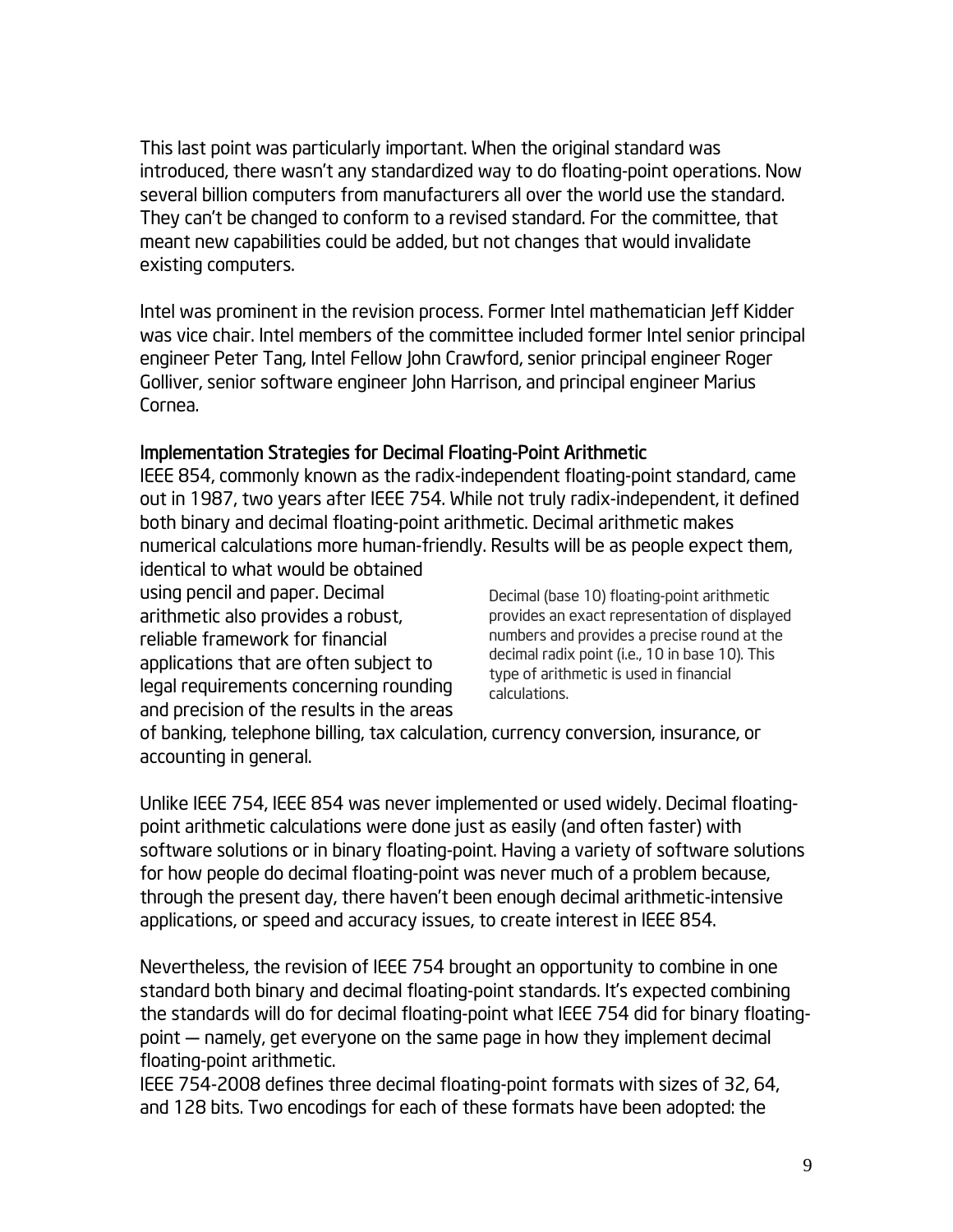This last point was particularly important. When the original standard was introduced, there wasn't any standardized way to do floating-point operations. Now several billion computers from manufacturers all over the world use the standard. They can't be changed to conform to a revised standard. For the committee, that meant new capabilities could be added, but not changes that would invalidate existing computers.

Intel was prominent in the revision process. Former Intel mathematician Jeff Kidder was vice chair. Intel members of the committee included former Intel senior principal engineer Peter Tang, Intel Fellow John Crawford, senior principal engineer Roger Golliver, senior software engineer John Harrison, and principal engineer Marius Cornea.

### Implementation Strategies for Decimal Floating-Point Arithmetic

IEEE 854, commonly known as the radix-independent floating-point standard, came out in 1987, two years after IEEE 754. While not truly radix-independent, it defined both binary and decimal floating-point arithmetic. Decimal arithmetic makes numerical calculations more human-friendly. Results will be as people expect them, identical to what would be obtained using pencil and paper. Decimal arithmetic also provides a robust, reliable framework for financial applications that are often subject to legal requirements concerning rounding and precision of the results in the areas of banking, telephone billing, tax calculation, currency conversion, insurance, or accounting in general.

Decimal (base 10) floating-point arithmetic provides an exact representation of displayed numbers and provides a precise round at the decimal radix point (i.e., 10 in base 10). This type of arithmetic is used in financial calculations.

Unlike IEEE 754, IEEE 854 was never implemented or used widely. Decimal floating-point arithmetic calculations were done just as easily (and often faster) with software solutions or in binary floating-point. Having a variety of software solutions for how people do decimal floating-point was never much of a problem because, through the present day, there haven't been enough decimal arithmetic-intensive applications, or speed and accuracy issues, to create interest in IEEE 854.

Nevertheless, the revision of IEEE 754 brought an opportunity to combine in one standard both binary and decimal floating-point standards. It's expected combining the standards will do for decimal floating-point what IEEE 754 did for binary floating-point — namely, get everyone on the same page in how they implement decimal floating-point arithmetic.

IEEE 754-2008 defines three decimal floating-point formats with sizes of 32, 64, and 128 bits. Two encodings for each of these formats have been adopted: the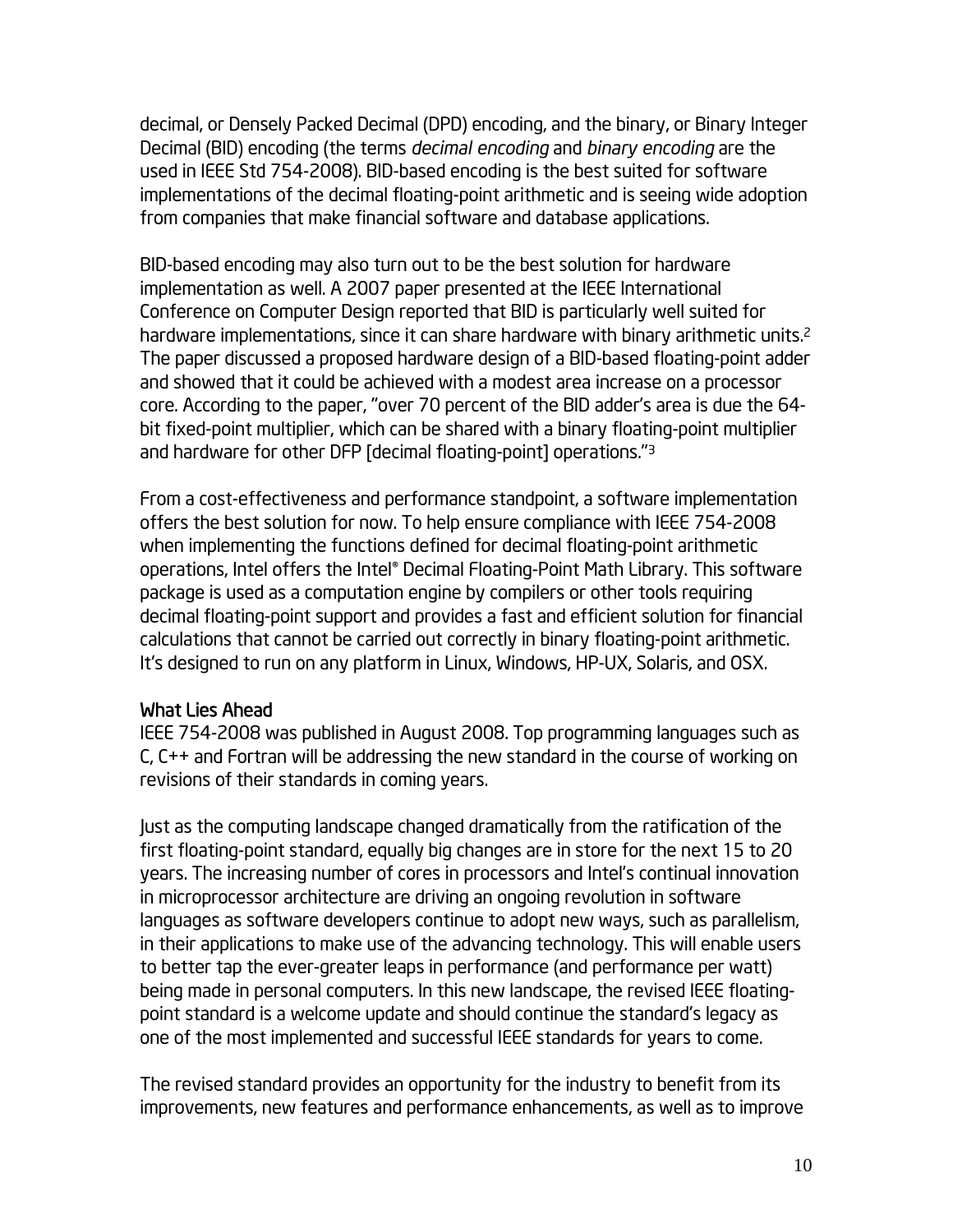decimal, or Densely Packed Decimal (DPD) encoding, and the binary, or Binary Integer Decimal (BID) encoding (the terms *decimal encoding* and *binary encoding* are the used in IEEE Std 754-2008). BID-based encoding is the best suited for software implementations of the decimal floating-point arithmetic and is seeing wide adoption from companies that make financial software and database applications.

BID-based encoding may also turn out to be the best solution for hardware implementation as well. A 2007 paper presented at the IEEE International Conference on Computer Design reported that BID is particularly well suited for hardware implementations, since it can share hardware with binary arithmetic units.[2] The paper discussed a proposed hardware design of a BID-based floating-point adder and showed that it could be achieved with a modest area increase on a processor core. According to the paper, "over 70 percent of the BID adder's area is due the 64-bit fixed-point multiplier, which can be shared with a binary floating-point multiplier and hardware for other DFP [decimal floating-point] operations."[3]

From a cost-effectiveness and performance standpoint, a software implementation offers the best solution for now. To help ensure compliance with IEEE 754-2008 when implementing the functions defined for decimal floating-point arithmetic operations, Intel offers the Intel® Decimal Floating-Point Math Library. This software package is used as a computation engine by compilers or other tools requiring decimal floating-point support and provides a fast and efficient solution for financial calculations that cannot be carried out correctly in binary floating-point arithmetic. It's designed to run on any platform in Linux, Windows, HP-UX, Solaris, and OSX.

## What Lies Ahead

IEEE 754-2008 was published in August 2008. Top programming languages such as C, C++ and Fortran will be addressing the new standard in the course of working on revisions of their standards in coming years.

Just as the computing landscape changed dramatically from the ratification of the first floating-point standard, equally big changes are in store for the next 15 to 20 years. The increasing number of cores in processors and Intel's continual innovation in microprocessor architecture are driving an ongoing revolution in software languages as software developers continue to adopt new ways, such as parallelism, in their applications to make use of the advancing technology. This will enable users to better tap the ever-greater leaps in performance (and performance per watt) being made in personal computers. In this new landscape, the revised IEEE floating-point standard is a welcome update and should continue the standard's legacy as one of the most implemented and successful IEEE standards for years to come.

The revised standard provides an opportunity for the industry to benefit from its improvements, new features and performance enhancements, as well as to improve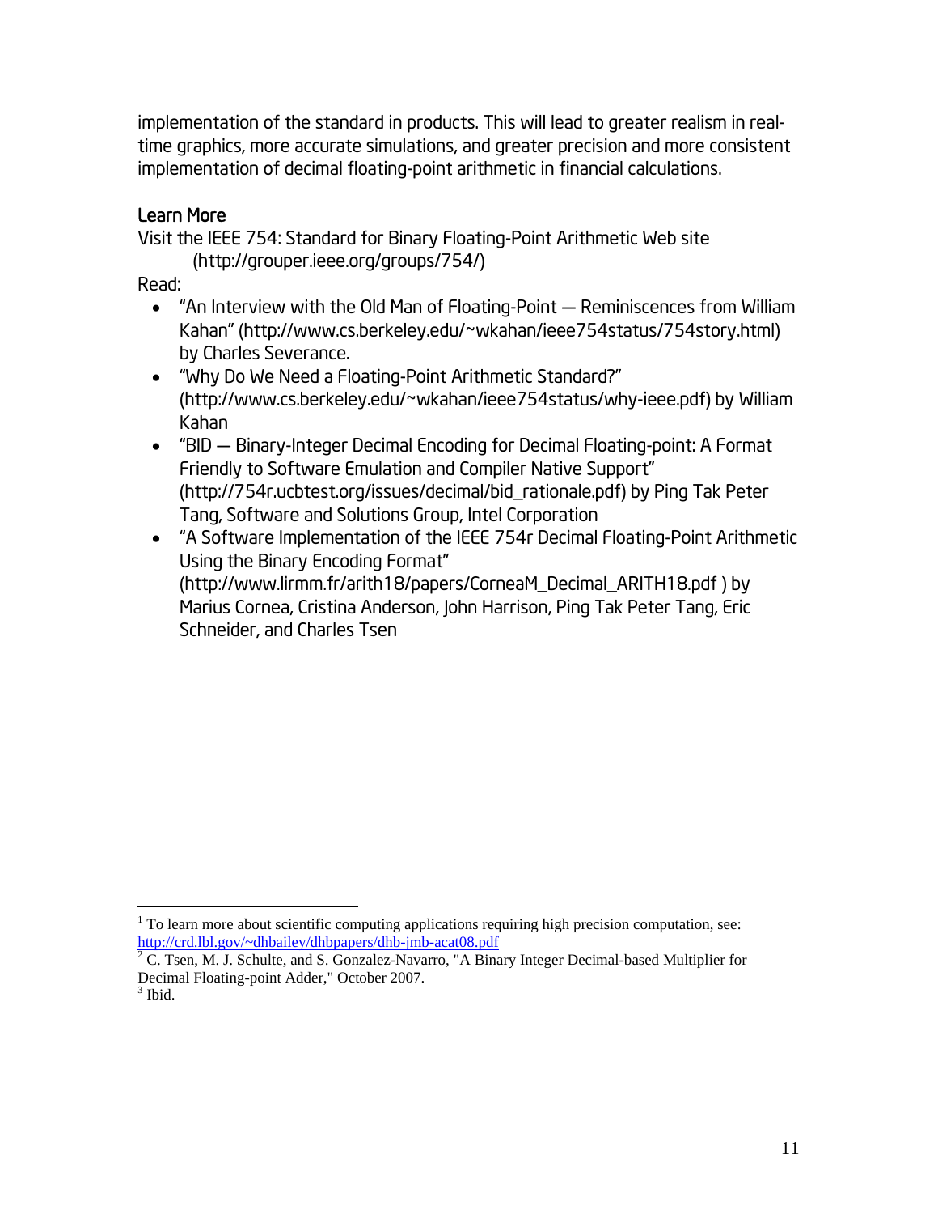implementation of the standard in products. This will lead to greater realism in real-time graphics, more accurate simulations, and greater precision and more consistent implementation of decimal floating-point arithmetic in financial calculations.

### Learn More

Visit the IEEE 754: Standard for Binary Floating-Point Arithmetic Web site (http://grouper.ieee.org/groups/754/)

Read:

- "An Interview with the Old Man of Floating-Point — Reminiscences from William Kahan" (http://www.cs.berkeley.edu/~wkahan/ieee754status/754story.html) by Charles Severance.
- "Why Do We Need a Floating-Point Arithmetic Standard?" (http://www.cs.berkeley.edu/~wkahan/ieee754status/why-ieee.pdf) by William Kahan
- "BID — Binary-Integer Decimal Encoding for Decimal Floating-point: A Format Friendly to Software Emulation and Compiler Native Support" (http://754r.ucbtest.org/issues/decimal/bid_rationale.pdf) by Ping Tak Peter Tang, Software and Solutions Group, Intel Corporation
- "A Software Implementation of the IEEE 754r Decimal Floating-Point Arithmetic Using the Binary Encoding Format" (http://www.lirmm.fr/arith18/papers/CorneaM_Decimal_ARITH18.pdf ) by Marius Cornea, Cristina Anderson, John Harrison, Ping Tak Peter Tang, Eric Schneider, and Charles Tsen

---

[1] To learn more about scientific computing applications requiring high precision computation, see: http://crd.lbl.gov/~dhbailey/dhbpapers/dhb-jmb-acat08.pdf

[2] C. Tsen, M. J. Schulte, and S. Gonzalez-Navarro, "A Binary Integer Decimal-based Multiplier for Decimal Floating-point Adder," October 2007.

[3] Ibid.